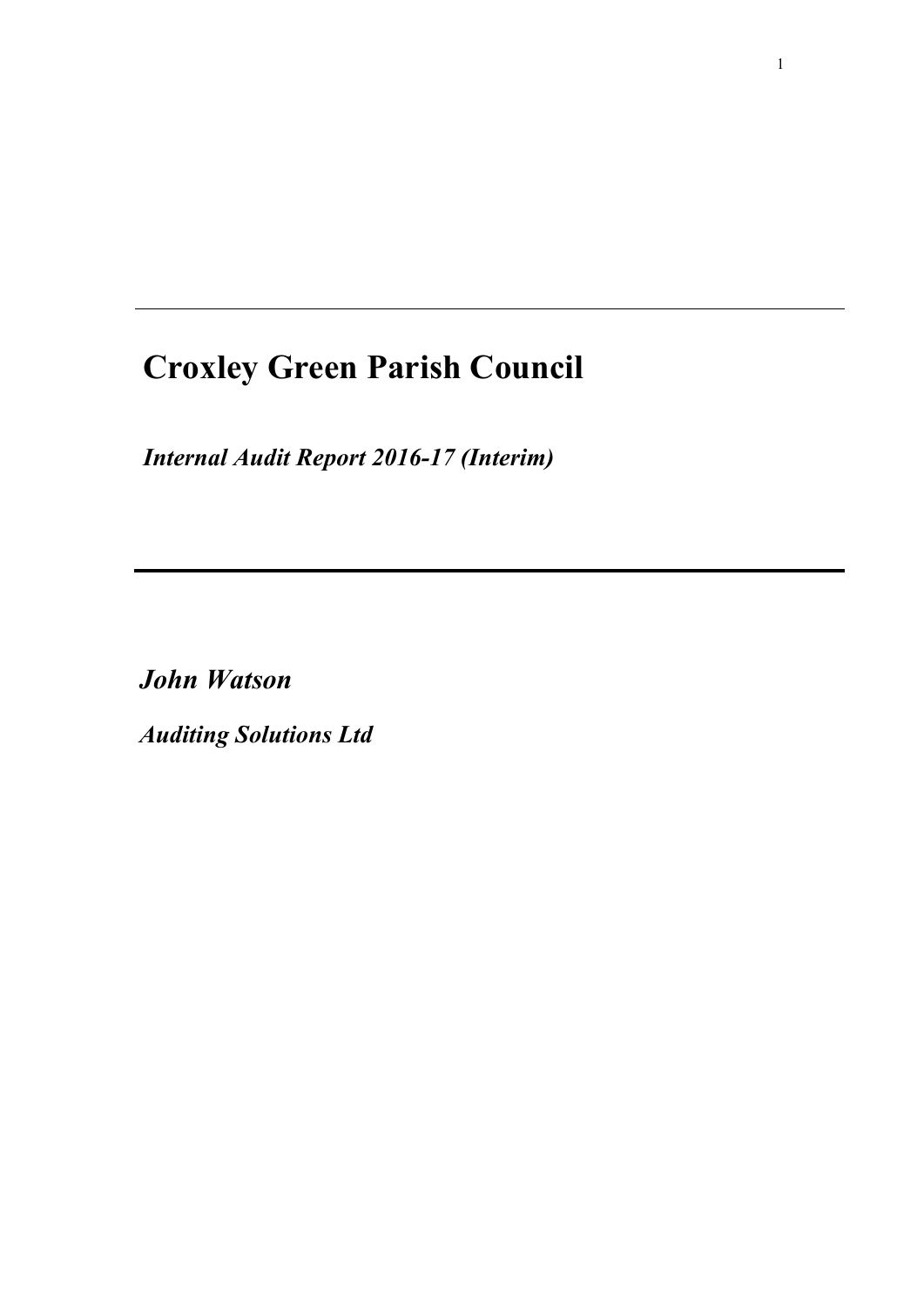# Croxley Green Parish Council

***Internal Audit Report 2016-17 (Interim)***

***John Watson***

***Auditing Solutions Ltd***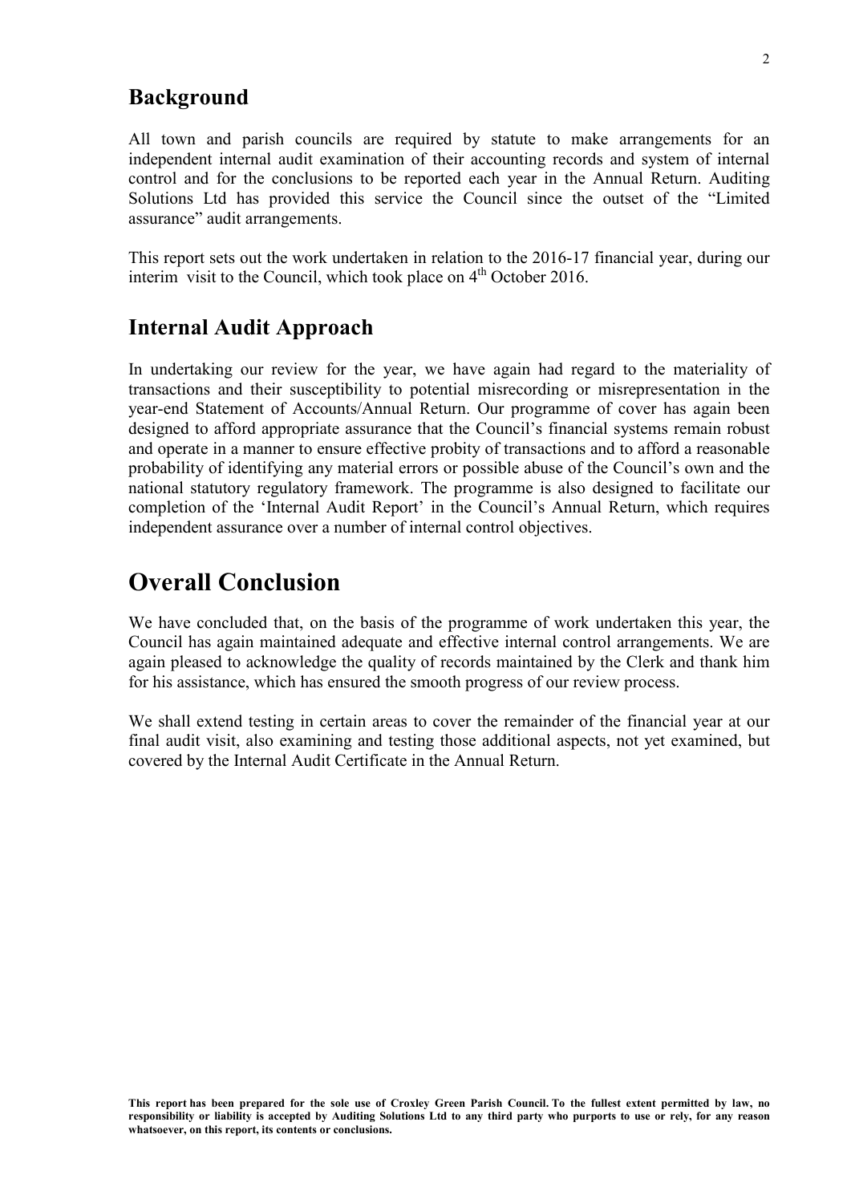## Background

All town and parish councils are required by statute to make arrangements for an independent internal audit examination of their accounting records and system of internal control and for the conclusions to be reported each year in the Annual Return. Auditing Solutions Ltd has provided this service the Council since the outset of the "Limited assurance" audit arrangements.

This report sets out the work undertaken in relation to the 2016-17 financial year, during our interim visit to the Council, which took place on 4th October 2016.

## Internal Audit Approach

In undertaking our review for the year, we have again had regard to the materiality of transactions and their susceptibility to potential misrecording or misrepresentation in the year-end Statement of Accounts/Annual Return. Our programme of cover has again been designed to afford appropriate assurance that the Council's financial systems remain robust and operate in a manner to ensure effective probity of transactions and to afford a reasonable probability of identifying any material errors or possible abuse of the Council's own and the national statutory regulatory framework. The programme is also designed to facilitate our completion of the 'Internal Audit Report' in the Council's Annual Return, which requires independent assurance over a number of internal control objectives.

# Overall Conclusion

We have concluded that, on the basis of the programme of work undertaken this year, the Council has again maintained adequate and effective internal control arrangements. We are again pleased to acknowledge the quality of records maintained by the Clerk and thank him for his assistance, which has ensured the smooth progress of our review process.

We shall extend testing in certain areas to cover the remainder of the financial year at our final audit visit, also examining and testing those additional aspects, not yet examined, but covered by the Internal Audit Certificate in the Annual Return.

**This report has been prepared for the sole use of Croxley Green Parish Council. To the fullest extent permitted by law, no responsibility or liability is accepted by Auditing Solutions Ltd to any third party who purports to use or rely, for any reason whatsoever, on this report, its contents or conclusions.**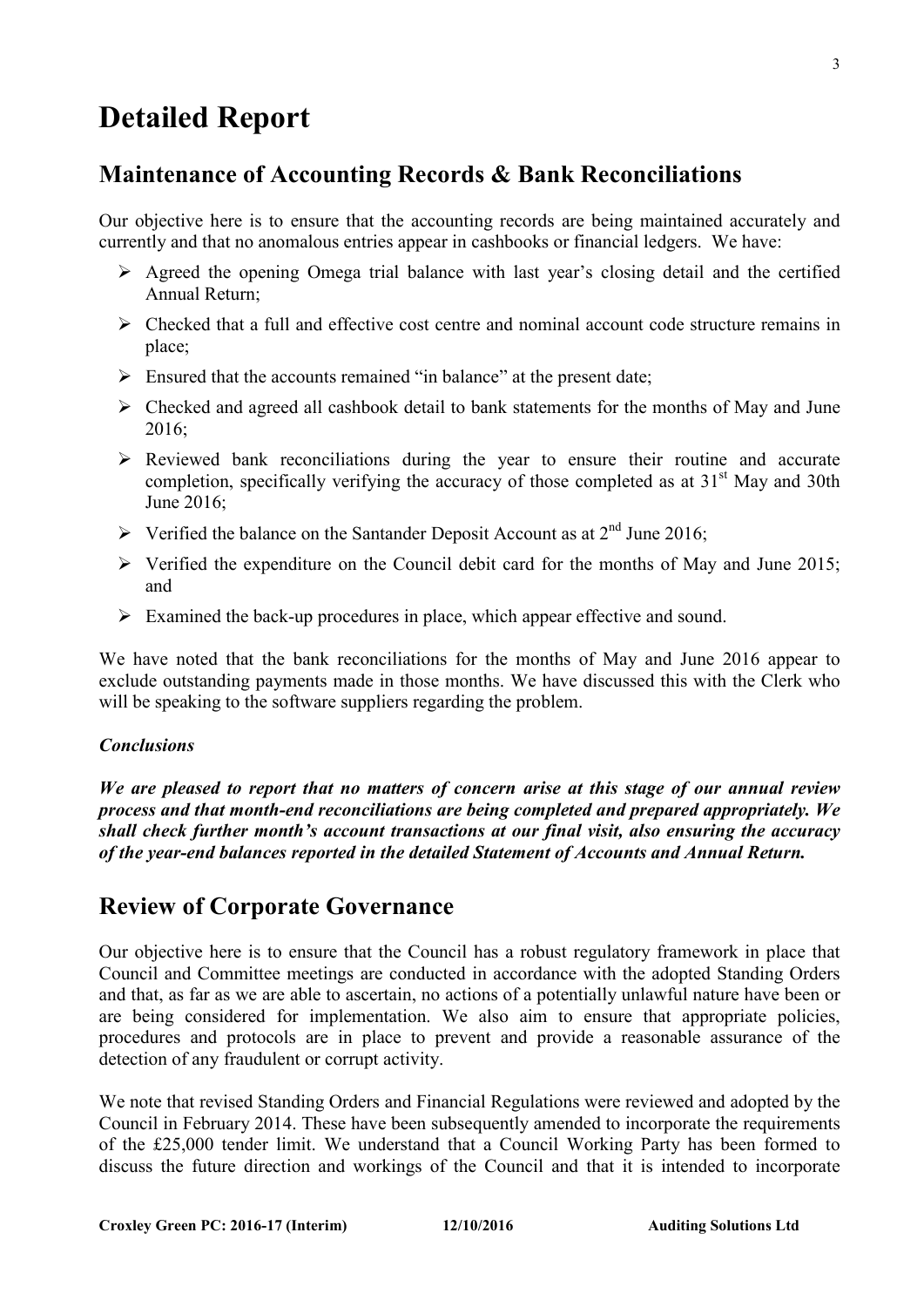# Detailed Report

## Maintenance of Accounting Records & Bank Reconciliations

Our objective here is to ensure that the accounting records are being maintained accurately and currently and that no anomalous entries appear in cashbooks or financial ledgers. We have:

- Agreed the opening Omega trial balance with last year's closing detail and the certified Annual Return;
- Checked that a full and effective cost centre and nominal account code structure remains in place;
- Ensured that the accounts remained "in balance" at the present date;
- Checked and agreed all cashbook detail to bank statements for the months of May and June 2016;
- Reviewed bank reconciliations during the year to ensure their routine and accurate completion, specifically verifying the accuracy of those completed as at 31st May and 30th June 2016;
- Verified the balance on the Santander Deposit Account as at 2nd June 2016;
- Verified the expenditure on the Council debit card for the months of May and June 2015; and
- Examined the back-up procedures in place, which appear effective and sound.

We have noted that the bank reconciliations for the months of May and June 2016 appear to exclude outstanding payments made in those months. We have discussed this with the Clerk who will be speaking to the software suppliers regarding the problem.

***Conclusions***

***We are pleased to report that no matters of concern arise at this stage of our annual review process and that month-end reconciliations are being completed and prepared appropriately. We shall check further month's account transactions at our final visit, also ensuring the accuracy of the year-end balances reported in the detailed Statement of Accounts and Annual Return.***

## Review of Corporate Governance

Our objective here is to ensure that the Council has a robust regulatory framework in place that Council and Committee meetings are conducted in accordance with the adopted Standing Orders and that, as far as we are able to ascertain, no actions of a potentially unlawful nature have been or are being considered for implementation. We also aim to ensure that appropriate policies, procedures and protocols are in place to prevent and provide a reasonable assurance of the detection of any fraudulent or corrupt activity.

We note that revised Standing Orders and Financial Regulations were reviewed and adopted by the Council in February 2014. These have been subsequently amended to incorporate the requirements of the £25,000 tender limit. We understand that a Council Working Party has been formed to discuss the future direction and workings of the Council and that it is intended to incorporate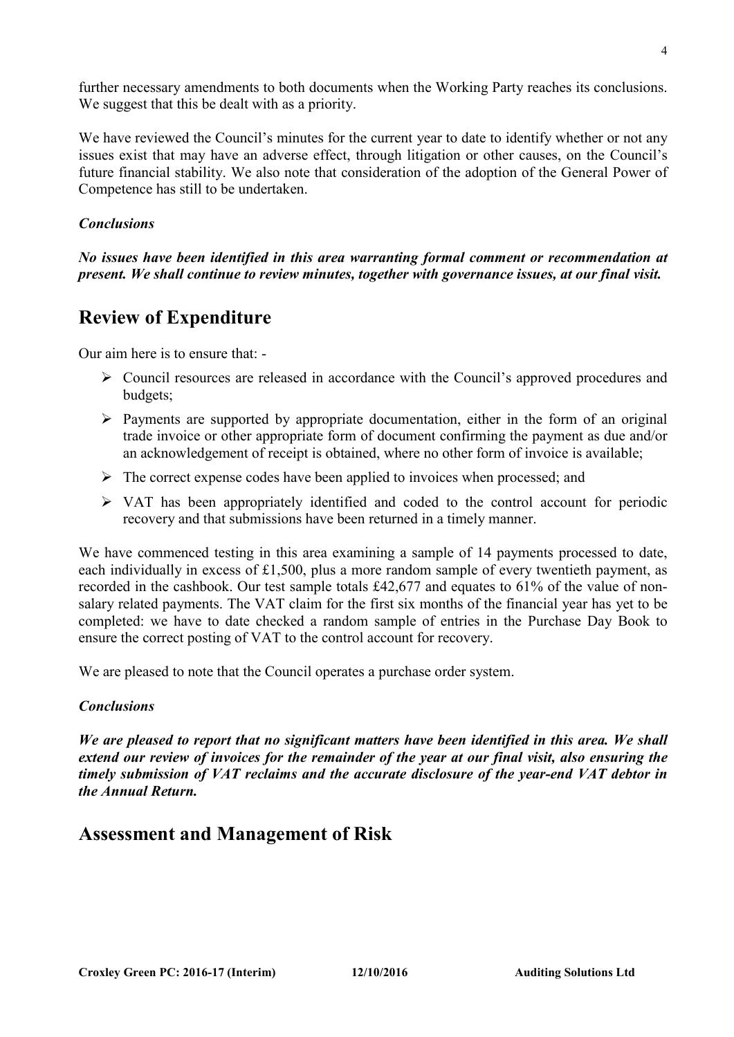further necessary amendments to both documents when the Working Party reaches its conclusions. We suggest that this be dealt with as a priority.

We have reviewed the Council's minutes for the current year to date to identify whether or not any issues exist that may have an adverse effect, through litigation or other causes, on the Council's future financial stability. We also note that consideration of the adoption of the General Power of Competence has still to be undertaken.

***Conclusions***

***No issues have been identified in this area warranting formal comment or recommendation at present. We shall continue to review minutes, together with governance issues, at our final visit.***

## Review of Expenditure

Our aim here is to ensure that: -

- Council resources are released in accordance with the Council's approved procedures and budgets;
- Payments are supported by appropriate documentation, either in the form of an original trade invoice or other appropriate form of document confirming the payment as due and/or an acknowledgement of receipt is obtained, where no other form of invoice is available;
- The correct expense codes have been applied to invoices when processed; and
- VAT has been appropriately identified and coded to the control account for periodic recovery and that submissions have been returned in a timely manner.

We have commenced testing in this area examining a sample of 14 payments processed to date, each individually in excess of £1,500, plus a more random sample of every twentieth payment, as recorded in the cashbook. Our test sample totals £42,677 and equates to 61% of the value of non-salary related payments. The VAT claim for the first six months of the financial year has yet to be completed: we have to date checked a random sample of entries in the Purchase Day Book to ensure the correct posting of VAT to the control account for recovery.

We are pleased to note that the Council operates a purchase order system.

***Conclusions***

***We are pleased to report that no significant matters have been identified in this area. We shall extend our review of invoices for the remainder of the year at our final visit, also ensuring the timely submission of VAT reclaims and the accurate disclosure of the year-end VAT debtor in the Annual Return.***

## Assessment and Management of Risk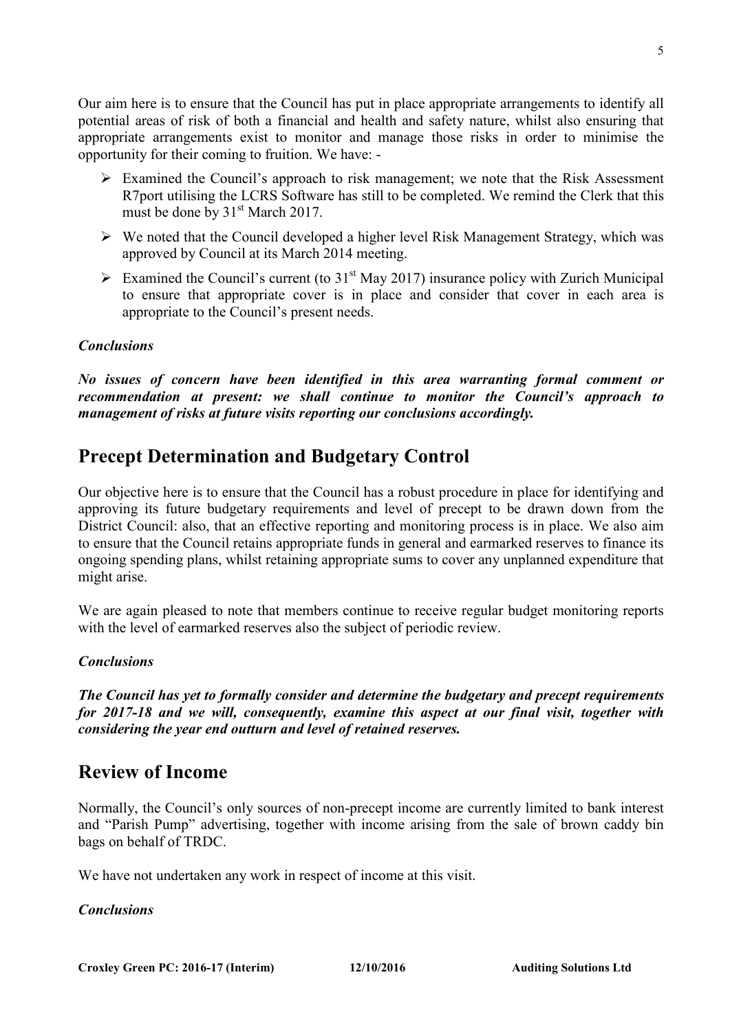Our aim here is to ensure that the Council has put in place appropriate arrangements to identify all potential areas of risk of both a financial and health and safety nature, whilst also ensuring that appropriate arrangements exist to monitor and manage those risks in order to minimise the opportunity for their coming to fruition. We have: -

- Examined the Council's approach to risk management; we note that the Risk Assessment R7port utilising the LCRS Software has still to be completed. We remind the Clerk that this must be done by 31st March 2017.
- We noted that the Council developed a higher level Risk Management Strategy, which was approved by Council at its March 2014 meeting.
- Examined the Council's current (to 31st May 2017) insurance policy with Zurich Municipal to ensure that appropriate cover is in place and consider that cover in each area is appropriate to the Council's present needs.

### *Conclusions*

***No issues of concern have been identified in this area warranting formal comment or recommendation at present: we shall continue to monitor the Council's approach to management of risks at future visits reporting our conclusions accordingly.***

## Precept Determination and Budgetary Control

Our objective here is to ensure that the Council has a robust procedure in place for identifying and approving its future budgetary requirements and level of precept to be drawn down from the District Council: also, that an effective reporting and monitoring process is in place. We also aim to ensure that the Council retains appropriate funds in general and earmarked reserves to finance its ongoing spending plans, whilst retaining appropriate sums to cover any unplanned expenditure that might arise.

We are again pleased to note that members continue to receive regular budget monitoring reports with the level of earmarked reserves also the subject of periodic review.

### *Conclusions*

***The Council has yet to formally consider and determine the budgetary and precept requirements for 2017-18 and we will, consequently, examine this aspect at our final visit, together with considering the year end outturn and level of retained reserves.***

## Review of Income

Normally, the Council's only sources of non-precept income are currently limited to bank interest and "Parish Pump" advertising, together with income arising from the sale of brown caddy bin bags on behalf of TRDC.

We have not undertaken any work in respect of income at this visit.

### *Conclusions*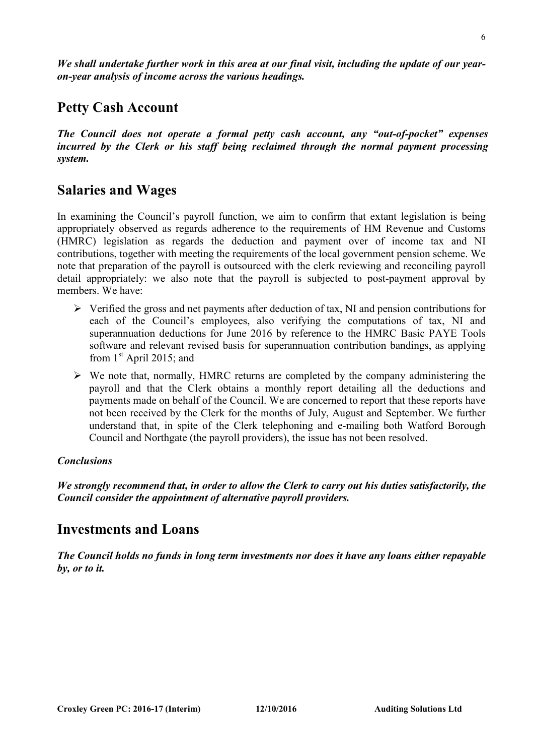***We shall undertake further work in this area at our final visit, including the update of our year-on-year analysis of income across the various headings.***

## Petty Cash Account

***The Council does not operate a formal petty cash account, any "out-of-pocket" expenses incurred by the Clerk or his staff being reclaimed through the normal payment processing system.***

## Salaries and Wages

In examining the Council's payroll function, we aim to confirm that extant legislation is being appropriately observed as regards adherence to the requirements of HM Revenue and Customs (HMRC) legislation as regards the deduction and payment over of income tax and NI contributions, together with meeting the requirements of the local government pension scheme. We note that preparation of the payroll is outsourced with the clerk reviewing and reconciling payroll detail appropriately: we also note that the payroll is subjected to post-payment approval by members. We have:

- Verified the gross and net payments after deduction of tax, NI and pension contributions for each of the Council's employees, also verifying the computations of tax, NI and superannuation deductions for June 2016 by reference to the HMRC Basic PAYE Tools software and relevant revised basis for superannuation contribution bandings, as applying from 1st April 2015; and
- We note that, normally, HMRC returns are completed by the company administering the payroll and that the Clerk obtains a monthly report detailing all the deductions and payments made on behalf of the Council. We are concerned to report that these reports have not been received by the Clerk for the months of July, August and September. We further understand that, in spite of the Clerk telephoning and e-mailing both Watford Borough Council and Northgate (the payroll providers), the issue has not been resolved.

***Conclusions***

***We strongly recommend that, in order to allow the Clerk to carry out his duties satisfactorily, the Council consider the appointment of alternative payroll providers.***

## Investments and Loans

***The Council holds no funds in long term investments nor does it have any loans either repayable by, or to it.***